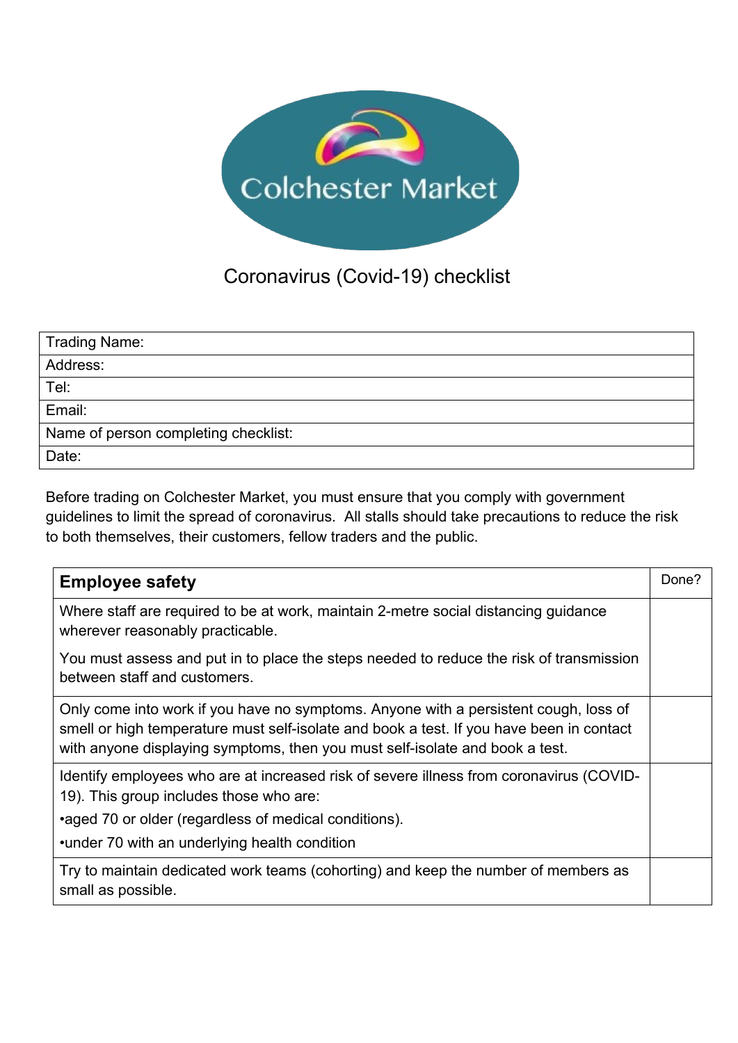# Colchester Market

## Coronavirus (Covid-19) checklist

| Trading Name: |
|---|
| Address: |
| Tel: |
| Email: |
| Name of person completing checklist: |
| Date: |

Before trading on Colchester Market, you must ensure that you comply with government guidelines to limit the spread of coronavirus. All stalls should take precautions to reduce the risk to both themselves, their customers, fellow traders and the public.

| **Employee safety** | Done? |
|---|---|
| Where staff are required to be at work, maintain 2-metre social distancing guidance wherever reasonably practicable.<br><br>You must assess and put in to place the steps needed to reduce the risk of transmission between staff and customers. | |
| Only come into work if you have no symptoms. Anyone with a persistent cough, loss of smell or high temperature must self-isolate and book a test. If you have been in contact with anyone displaying symptoms, then you must self-isolate and book a test. | |
| Identify employees who are at increased risk of severe illness from coronavirus (COVID-19). This group includes those who are:<br><br>•aged 70 or older (regardless of medical conditions).<br><br>•under 70 with an underlying health condition | |
| Try to maintain dedicated work teams (cohorting) and keep the number of members as small as possible. | |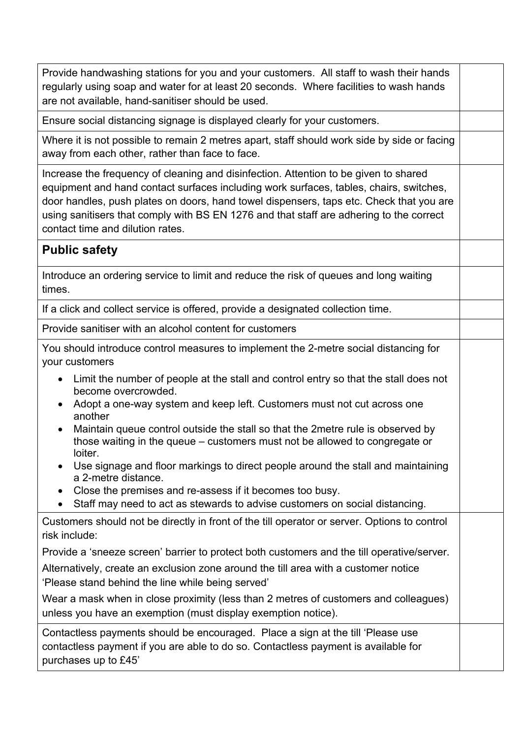| | |
|---|---|
| Provide handwashing stations for you and your customers. All staff to wash their hands regularly using soap and water for at least 20 seconds. Where facilities to wash hands are not available, hand-sanitiser should be used. | |
| Ensure social distancing signage is displayed clearly for your customers. | |
| Where it is not possible to remain 2 metres apart, staff should work side by side or facing away from each other, rather than face to face. | |
| Increase the frequency of cleaning and disinfection. Attention to be given to shared equipment and hand contact surfaces including work surfaces, tables, chairs, switches, door handles, push plates on doors, hand towel dispensers, taps etc. Check that you are using sanitisers that comply with BS EN 1276 and that staff are adhering to the correct contact time and dilution rates. | |
| **Public safety** | |
| Introduce an ordering service to limit and reduce the risk of queues and long waiting times. | |
| If a click and collect service is offered, provide a designated collection time. | |
| Provide sanitiser with an alcohol content for customers | |
| You should introduce control measures to implement the 2-metre social distancing for your customers<br>• Limit the number of people at the stall and control entry so that the stall does not become overcrowded.<br>• Adopt a one-way system and keep left. Customers must not cut across one another<br>• Maintain queue control outside the stall so that the 2metre rule is observed by those waiting in the queue – customers must not be allowed to congregate or loiter.<br>• Use signage and floor markings to direct people around the stall and maintaining a 2-metre distance.<br>• Close the premises and re-assess if it becomes too busy.<br>• Staff may need to act as stewards to advise customers on social distancing. | |
| Customers should not be directly in front of the till operator or server. Options to control risk include:<br>Provide a 'sneeze screen' barrier to protect both customers and the till operative/server.<br>Alternatively, create an exclusion zone around the till area with a customer notice 'Please stand behind the line while being served'<br>Wear a mask when in close proximity (less than 2 metres of customers and colleagues) unless you have an exemption (must display exemption notice). | |
| Contactless payments should be encouraged. Place a sign at the till 'Please use contactless payment if you are able to do so. Contactless payment is available for purchases up to £45' | |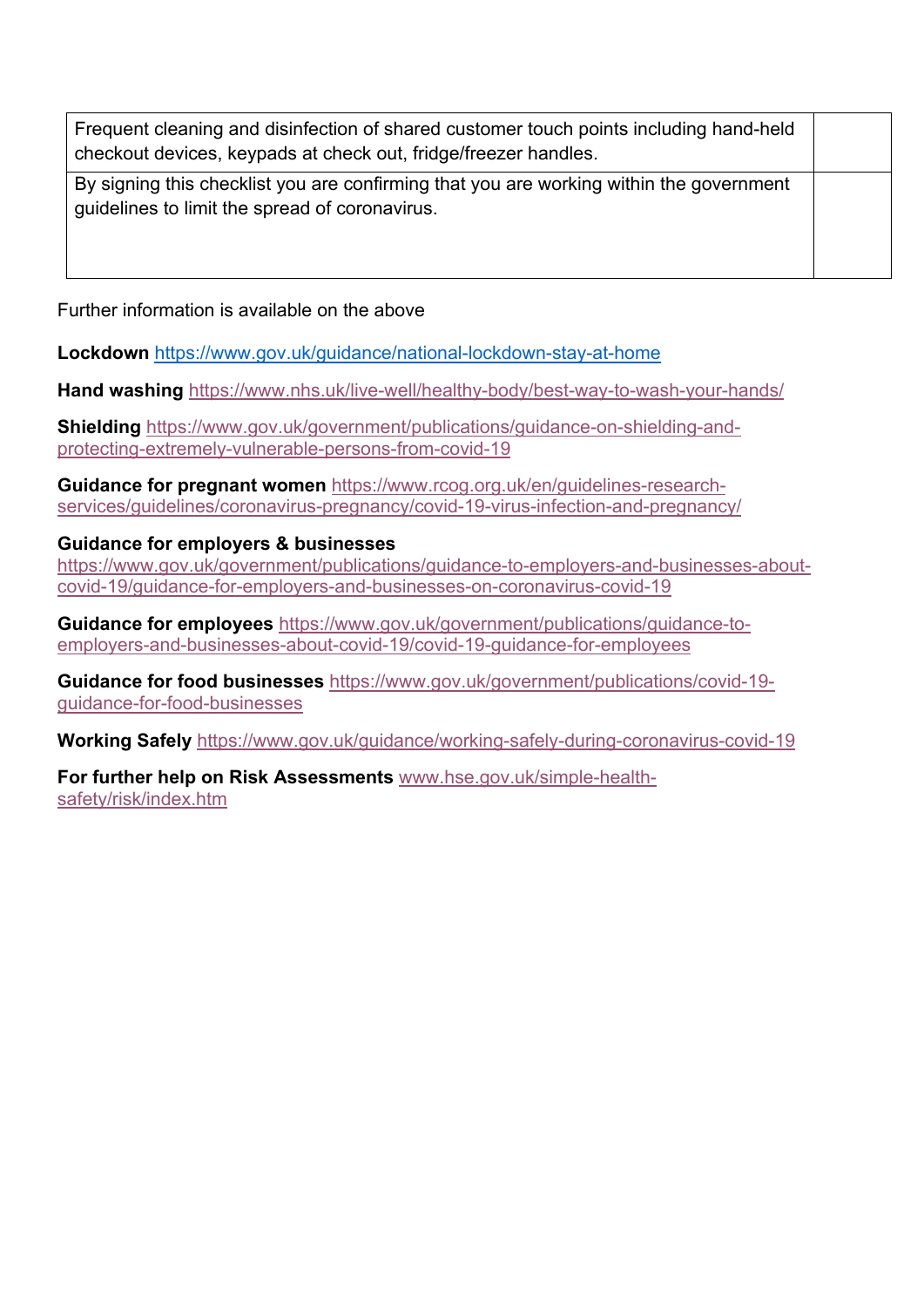| | |
|---|---|
| Frequent cleaning and disinfection of shared customer touch points including hand-held checkout devices, keypads at check out, fridge/freezer handles. | |
| By signing this checklist you are confirming that you are working within the government guidelines to limit the spread of coronavirus. | |

Further information is available on the above

**Lockdown** https://www.gov.uk/guidance/national-lockdown-stay-at-home

**Hand washing** https://www.nhs.uk/live-well/healthy-body/best-way-to-wash-your-hands/

**Shielding** https://www.gov.uk/government/publications/guidance-on-shielding-and-protecting-extremely-vulnerable-persons-from-covid-19

**Guidance for pregnant women** https://www.rcog.org.uk/en/guidelines-research-services/guidelines/coronavirus-pregnancy/covid-19-virus-infection-and-pregnancy/

**Guidance for employers & businesses** https://www.gov.uk/government/publications/guidance-to-employers-and-businesses-about-covid-19/guidance-for-employers-and-businesses-on-coronavirus-covid-19

**Guidance for employees** https://www.gov.uk/government/publications/guidance-to-employers-and-businesses-about-covid-19/covid-19-guidance-for-employees

**Guidance for food businesses** https://www.gov.uk/government/publications/covid-19-guidance-for-food-businesses

**Working Safely** https://www.gov.uk/guidance/working-safely-during-coronavirus-covid-19

**For further help on Risk Assessments** www.hse.gov.uk/simple-health-safety/risk/index.htm